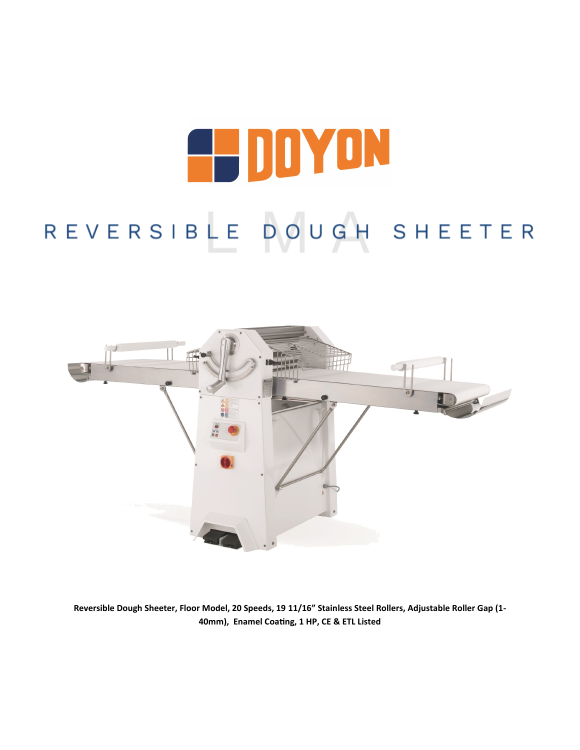# DOYON

## REVERSIBLE DOUGH SHEETER

LMA

**Reversible Dough Sheeter, Floor Model, 20 Speeds, 19 11/16" Stainless Steel Rollers, Adjustable Roller Gap (1-40mm), Enamel Coating, 1 HP, CE & ETL Listed**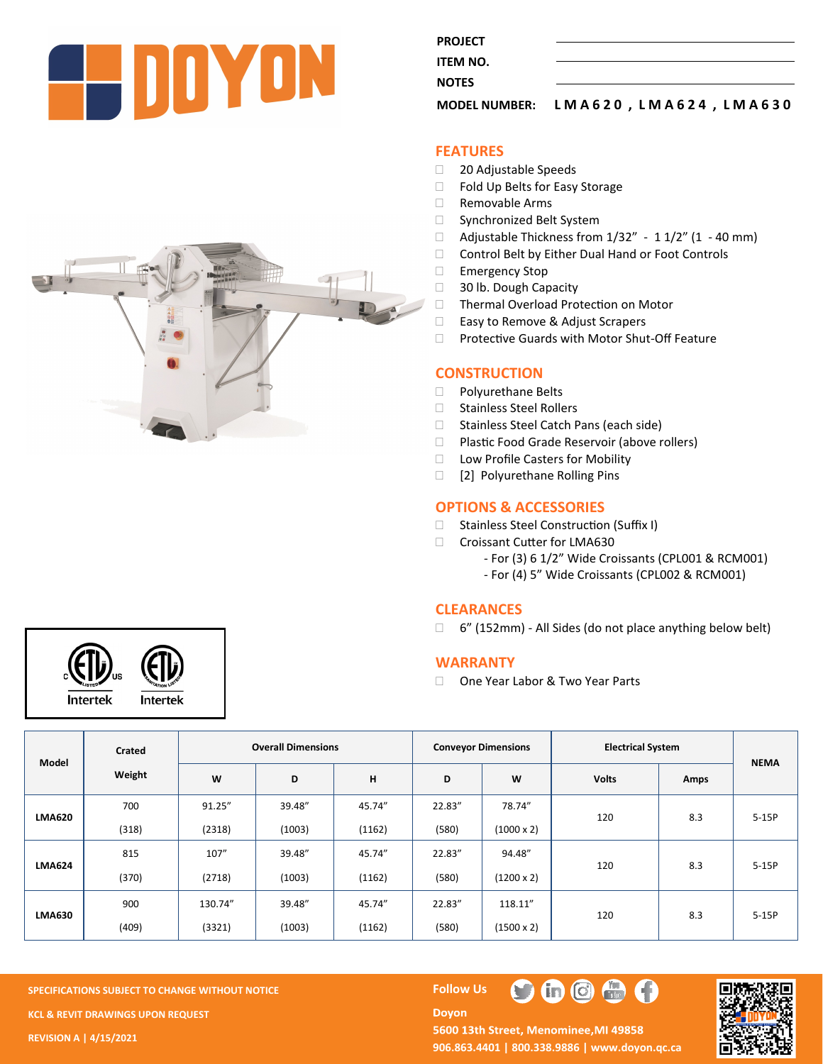DOYON

| | |
|---|---|
| PROJECT | |
| ITEM NO. | |
| NOTES | |
| MODEL NUMBER: | LMA620, LMA624, LMA630 |

## FEATURES

- 20 Adjustable Speeds
- Fold Up Belts for Easy Storage
- Removable Arms
- Synchronized Belt System
- Adjustable Thickness from 1/32" - 1 1/2" (1 - 40 mm)
- Control Belt by Either Dual Hand or Foot Controls
- Emergency Stop
- 30 lb. Dough Capacity
- Thermal Overload Protection on Motor
- Easy to Remove & Adjust Scrapers
- Protective Guards with Motor Shut-Off Feature

## CONSTRUCTION

- Polyurethane Belts
- Stainless Steel Rollers
- Stainless Steel Catch Pans (each side)
- Plastic Food Grade Reservoir (above rollers)
- Low Profile Casters for Mobility
- [2] Polyurethane Rolling Pins

## OPTIONS & ACCESSORIES

- Stainless Steel Construction (Suffix I)
- Croissant Cutter for LMA630
  - For (3) 6 1/2" Wide Croissants (CPL001 & RCM001)
  - For (4) 5" Wide Croissants (CPL002 & RCM001)

## CLEARANCES

- 6" (152mm) - All Sides (do not place anything below belt)

## WARRANTY

- One Year Labor & Two Year Parts

Intertek Intertek

| Model | Crated Weight | Overall Dimensions | | | Conveyor Dimensions | | Electrical System | | NEMA |
|---|---|---|---|---|---|---|---|---|---|
| | | W | D | H | D | W | Volts | Amps | |
| LMA620 | 700 (318) | 91.25" (2318) | 39.48" (1003) | 45.74" (1162) | 22.83" (580) | 78.74" (1000 x 2) | 120 | 8.3 | 5-15P |
| LMA624 | 815 (370) | 107" (2718) | 39.48" (1003) | 45.74" (1162) | 22.83" (580) | 94.48" (1200 x 2) | 120 | 8.3 | 5-15P |
| LMA630 | 900 (409) | 130.74" (3321) | 39.48" (1003) | 45.74" (1162) | 22.83" (580) | 118.11" (1500 x 2) | 120 | 8.3 | 5-15P |

SPECIFICATIONS SUBJECT TO CHANGE WITHOUT NOTICE

KCL & REVIT DRAWINGS UPON REQUEST

REVISION A | 4/15/2021

Follow Us

Doyon
5600 13th Street, Menominee, MI 49858
906.863.4401 | 800.338.9886 | www.doyon.qc.ca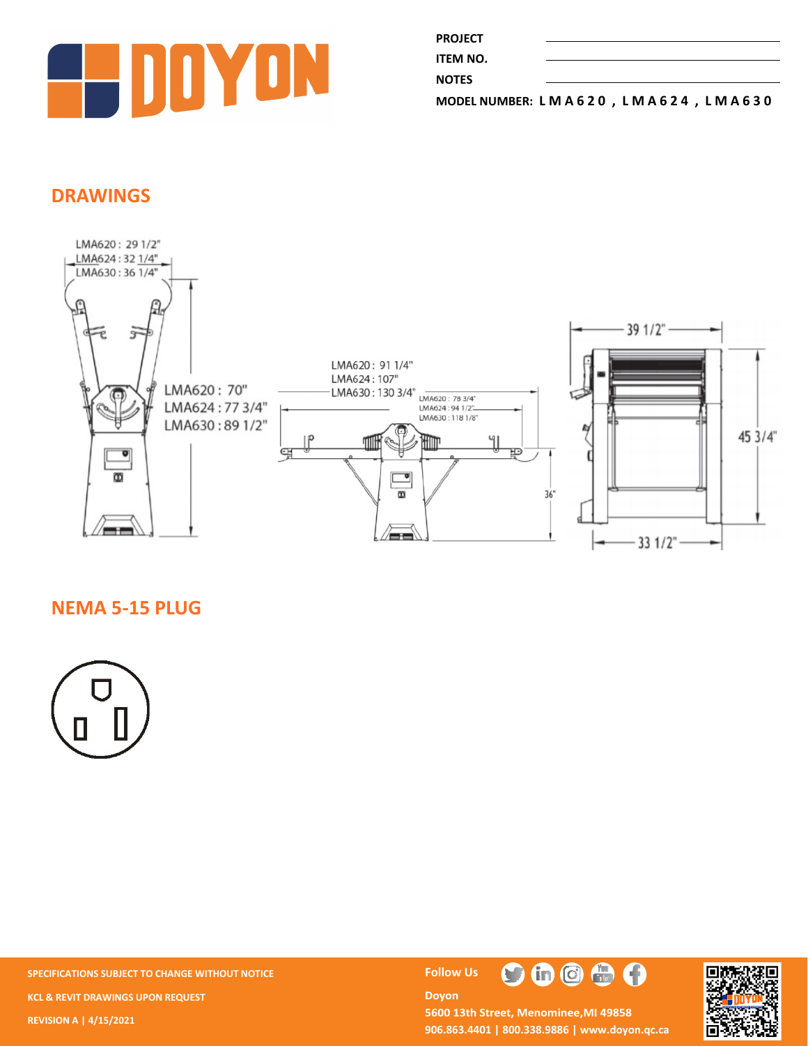PROJECT

ITEM NO.

NOTES

MODEL NUMBER: LMA620, LMA624, LMA630

## DRAWINGS

LMA620 : 29 1/2"
LMA624 : 32 1/4"
LMA630 : 36 1/4"

LMA620 : 70"
LMA624 : 77 3/4"
LMA630 : 89 1/2"

LMA620 : 91 1/4"
LMA624 : 107"
LMA630 : 130 3/4"

LMA620 : 78 3/4"
LMA624 : 94 1/2"
LMA630 : 118 1/8"

36"

39 1/2"

45 3/4"

33 1/2"

## NEMA 5-15 PLUG

SPECIFICATIONS SUBJECT TO CHANGE WITHOUT NOTICE

KCL & REVIT DRAWINGS UPON REQUEST

REVISION A | 4/15/2021

Follow Us

Doyon
5600 13th Street, Menominee,MI 49858
906.863.4401 | 800.338.9886 | www.doyon.qc.ca